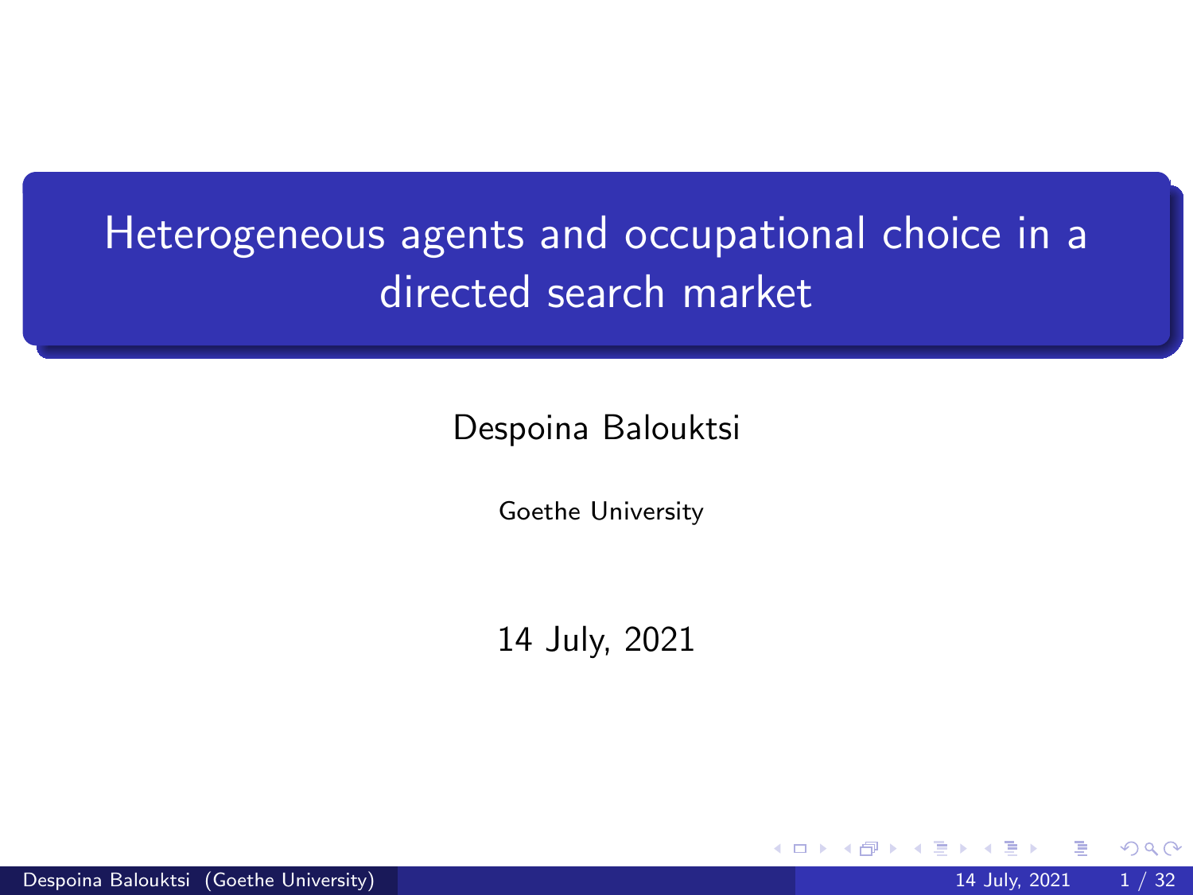# Heterogeneous agents and occupational choice in a directed search market

Despoina Balouktsi

Goethe University

14 July, 2021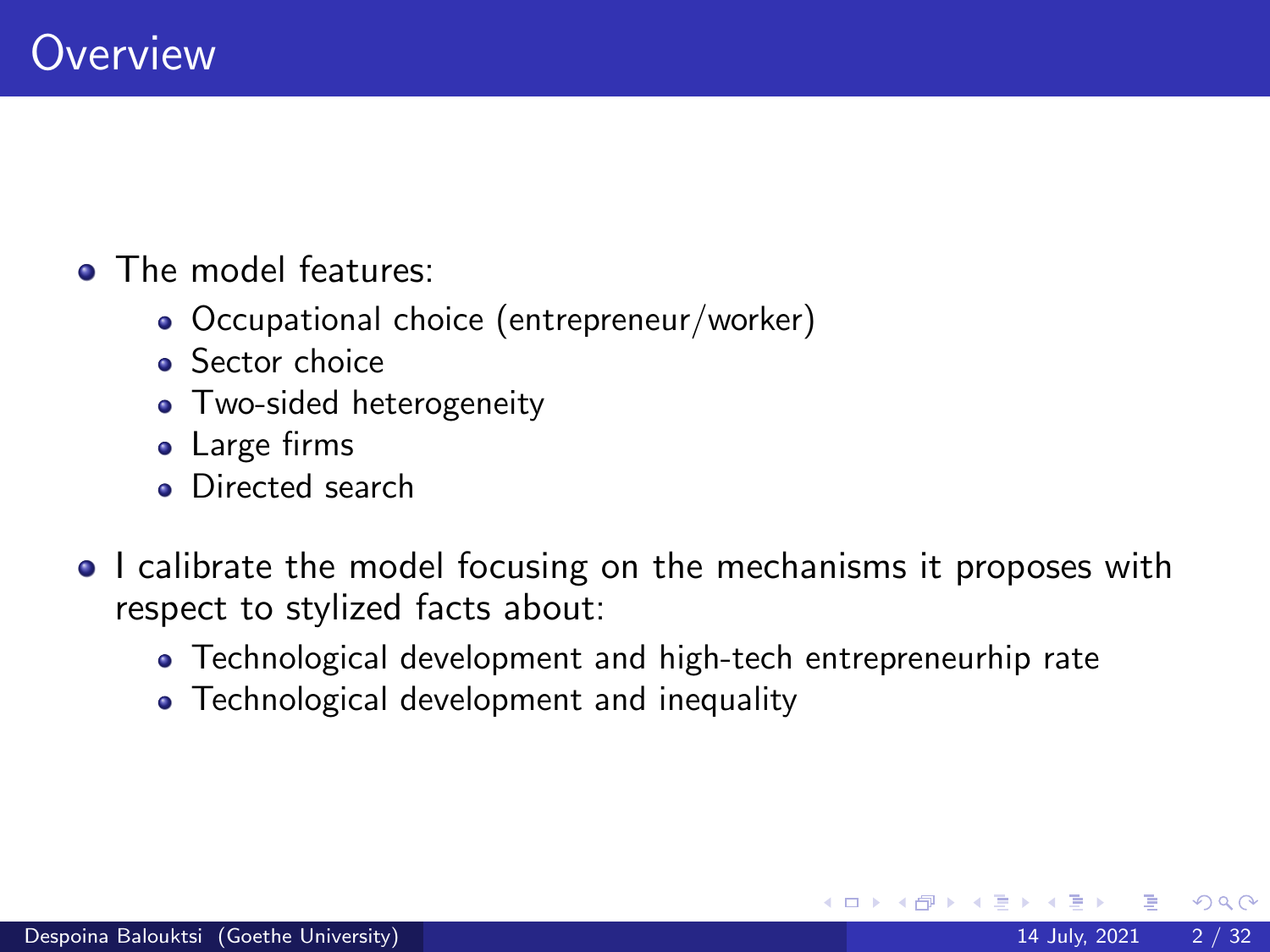# Overview

- The model features:
  - Occupational choice (entrepreneur/worker)
  - Sector choice
  - Two-sided heterogeneity
  - Large firms
  - Directed search
- I calibrate the model focusing on the mechanisms it proposes with respect to stylized facts about:
  - Technological development and high-tech entrepreneurhip rate
  - Technological development and inequality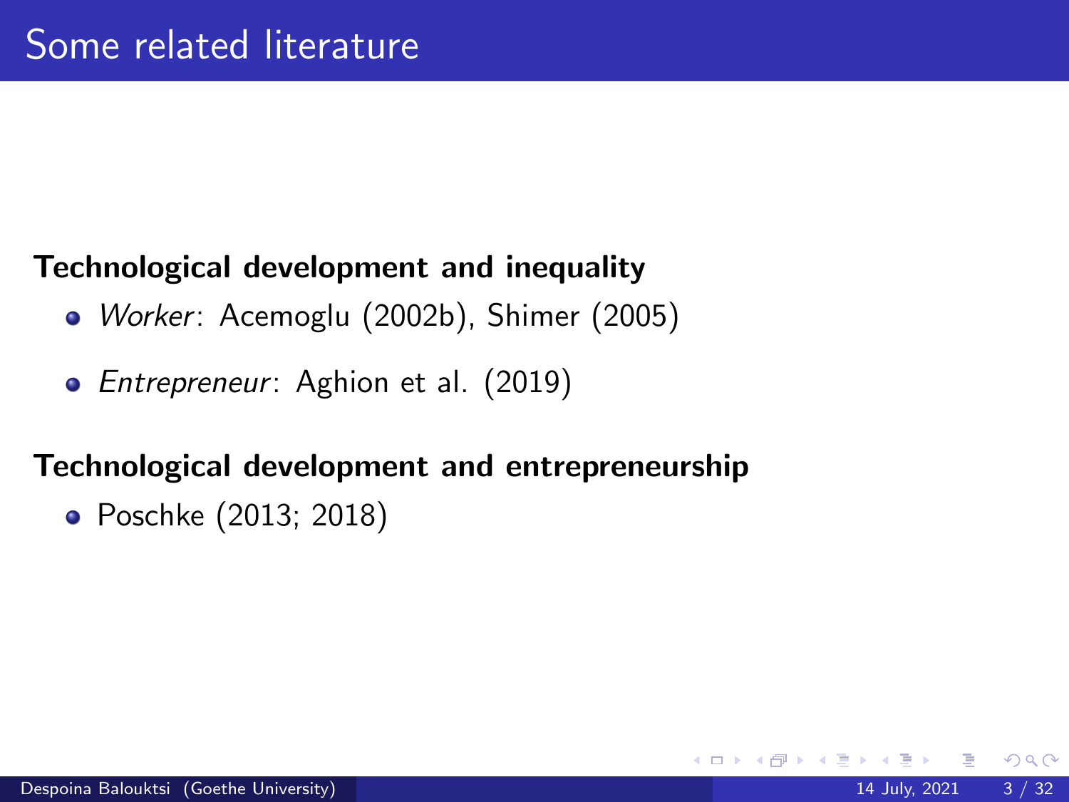# Some related literature

**Technological development and inequality**

- *Worker*: Acemoglu (2002b), Shimer (2005)
- *Entrepreneur*: Aghion et al. (2019)

**Technological development and entrepreneurship**

- Poschke (2013; 2018)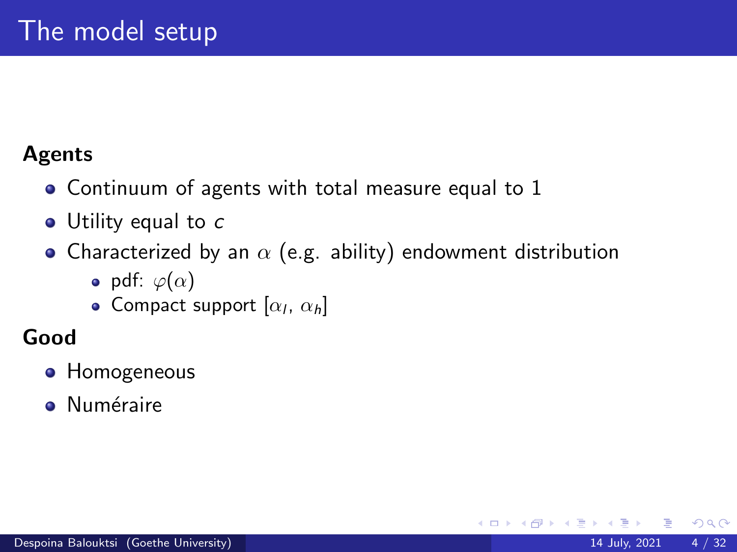# The model setup

**Agents**

- Continuum of agents with total measure equal to 1
- Utility equal to $c$
- Characterized by an $\alpha$ (e.g. ability) endowment distribution
  - pdf: $\varphi(\alpha)$
  - Compact support $[\alpha_l, \alpha_h]$

**Good**

- Homogeneous
- Numéraire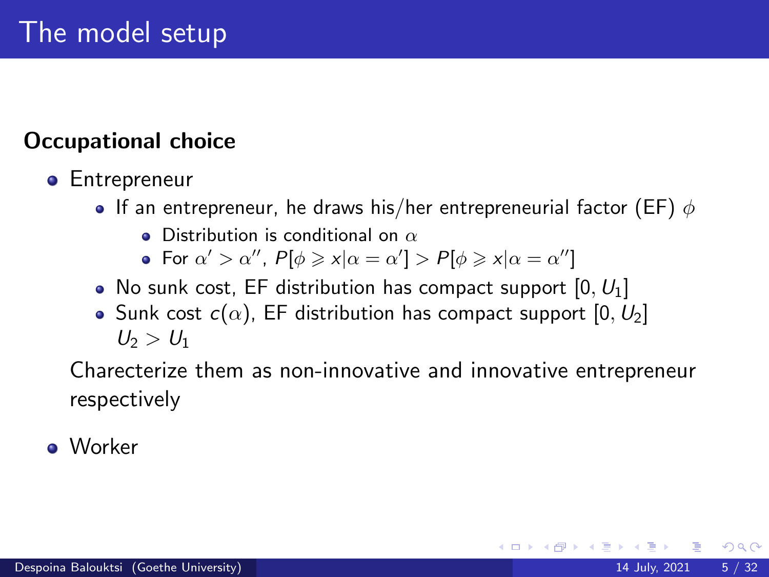# The model setup

**Occupational choice**

- Entrepreneur
  - If an entrepreneur, he draws his/her entrepreneurial factor (EF) $\phi$
    - Distribution is conditional on $\alpha$
    - For $\alpha' > \alpha''$, $P[\phi \geqslant x | \alpha = \alpha'] > P[\phi \geqslant x | \alpha = \alpha'']$
  - No sunk cost, EF distribution has compact support $[0, U_1]$
  - Sunk cost $c(\alpha)$, EF distribution has compact support $[0, U_2]$
    $U_2 > U_1$

  Charecterize them as non-innovative and innovative entrepreneur respectively

- Worker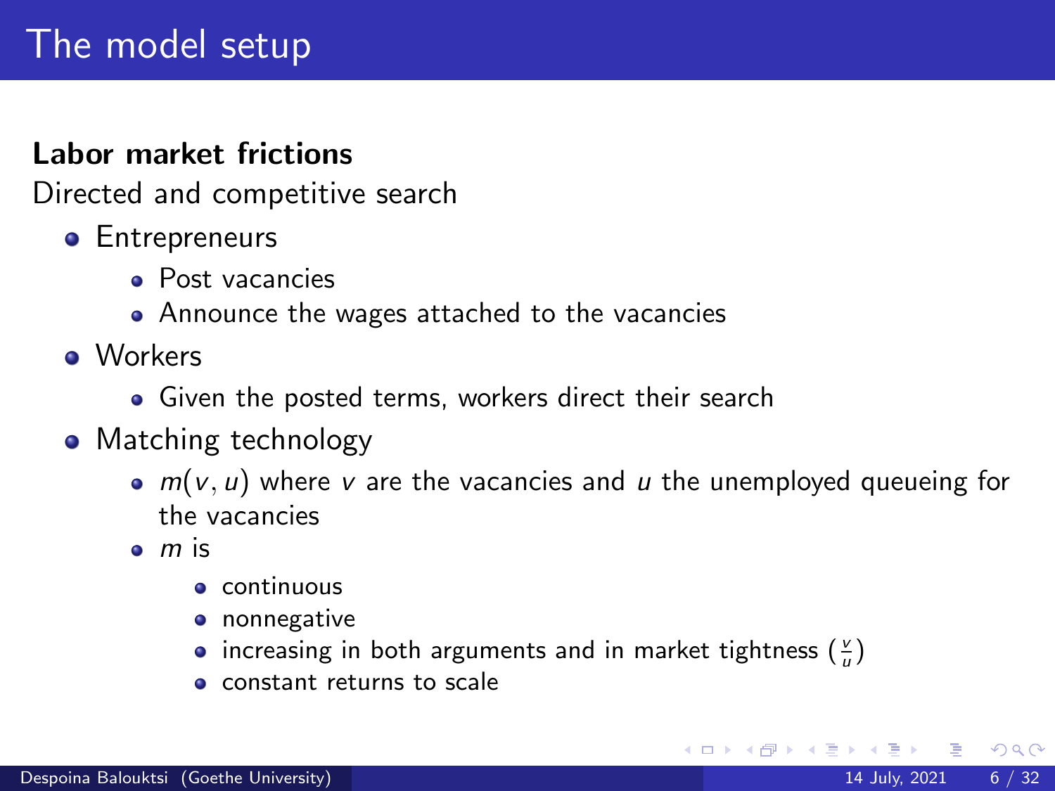# The model setup

**Labor market frictions**

Directed and competitive search

- Entrepreneurs
  - Post vacancies
  - Announce the wages attached to the vacancies
- Workers
  - Given the posted terms, workers direct their search
- Matching technology
  - $m(v, u)$ where $v$ are the vacancies and $u$ the unemployed queueing for the vacancies
  - $m$ is
    - continuous
    - nonnegative
    - increasing in both arguments and in market tightness $(\frac{v}{u})$
    - constant returns to scale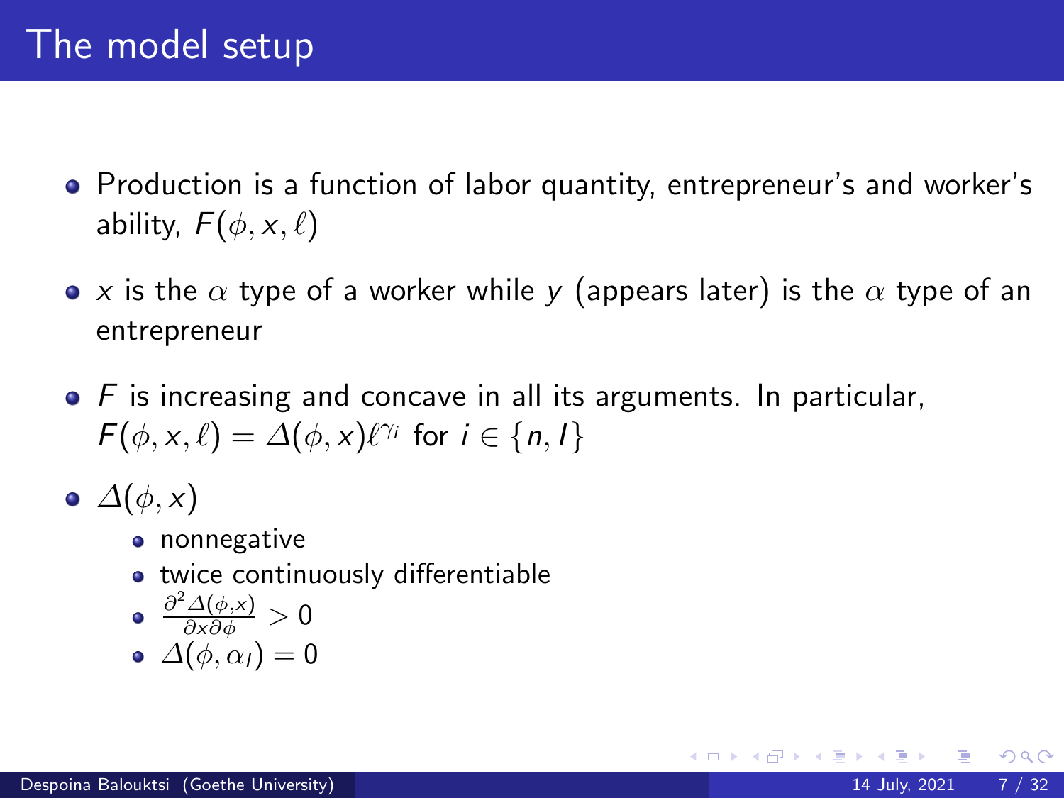# The model setup

- Production is a function of labor quantity, entrepreneur's and worker's ability, $F(\phi, x, \ell)$
- $x$ is the $\alpha$ type of a worker while $y$ (appears later) is the $\alpha$ type of an entrepreneur
- $F$ is increasing and concave in all its arguments. In particular, $F(\phi, x, \ell) = \Delta(\phi, x)\ell^{\gamma_i}$ for $i \in \{n, I\}$
- $\Delta(\phi, x)$
  - nonnegative
  - twice continuously differentiable
  - $\frac{\partial^2 \Delta(\phi, x)}{\partial x \partial \phi} > 0$
  - $\Delta(\phi, \alpha_I) = 0$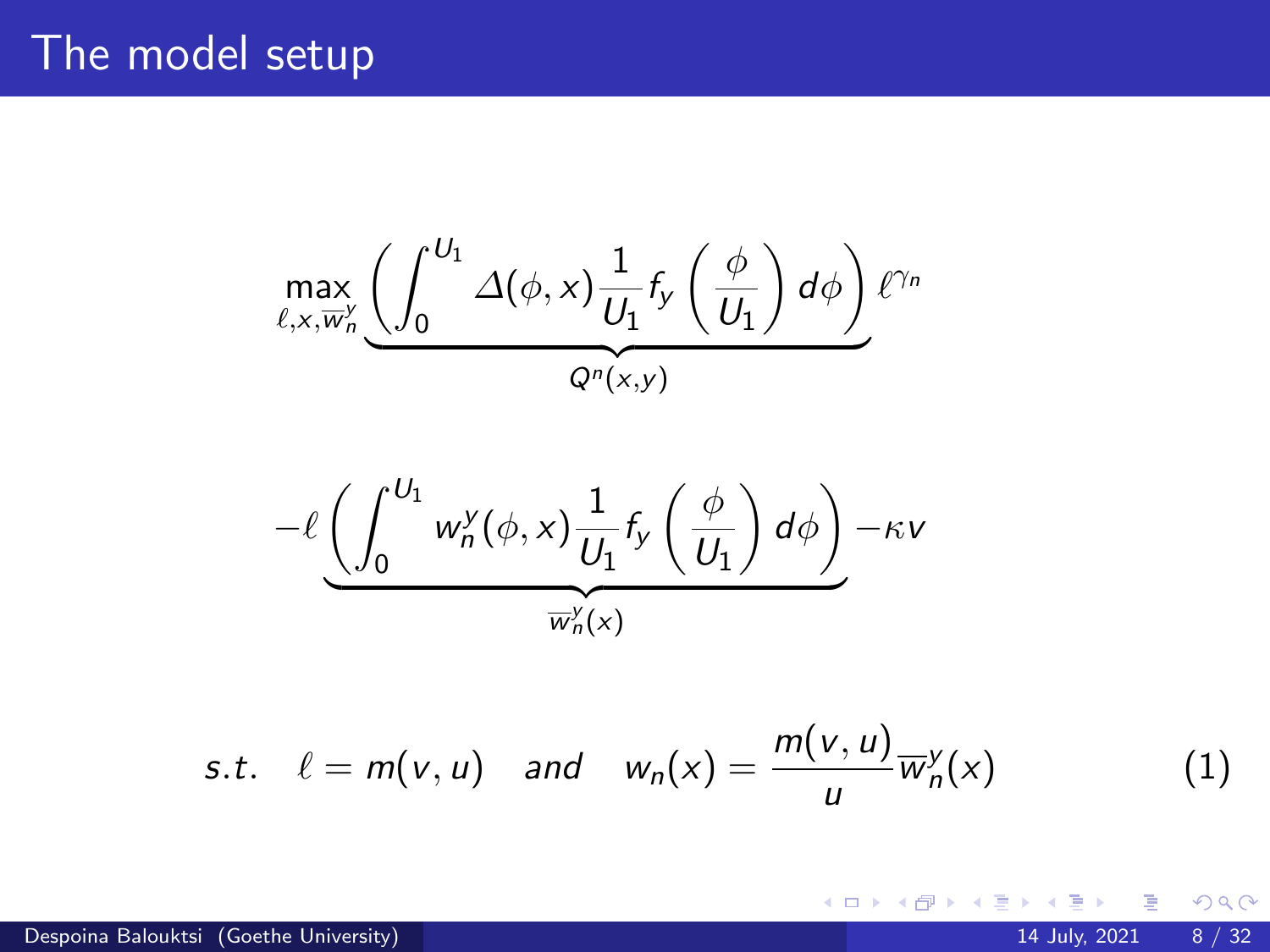# The model setup

$$\max_{\ell, x, \overline{w}_n^y} \underbrace{\left( \int_0^{U_1} \Delta(\phi, x) \frac{1}{U_1} f_y \left( \frac{\phi}{U_1} \right) d\phi \right)}_{Q^n(x,y)} \ell^{\gamma_n}$$

$$- \ell \underbrace{\left( \int_0^{U_1} w_n^y(\phi, x) \frac{1}{U_1} f_y \left( \frac{\phi}{U_1} \right) d\phi \right)}_{\overline{w}_n^y(x)} - \kappa v$$

$$s.t. \quad \ell = m(v, u) \quad and \quad w_n(x) = \frac{m(v, u)}{u} \overline{w}_n^y(x) \tag{1}$$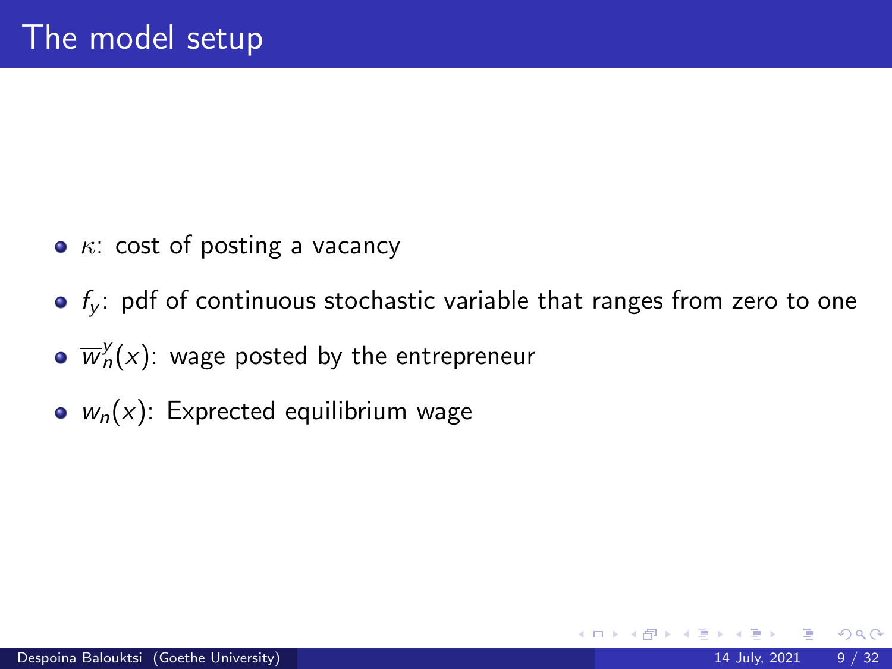# The model setup

- $\kappa$: cost of posting a vacancy
- $f_y$: pdf of continuous stochastic variable that ranges from zero to one
- $\overline{w}_n^y(x)$: wage posted by the entrepreneur
- $w_n(x)$: Expected equilibrium wage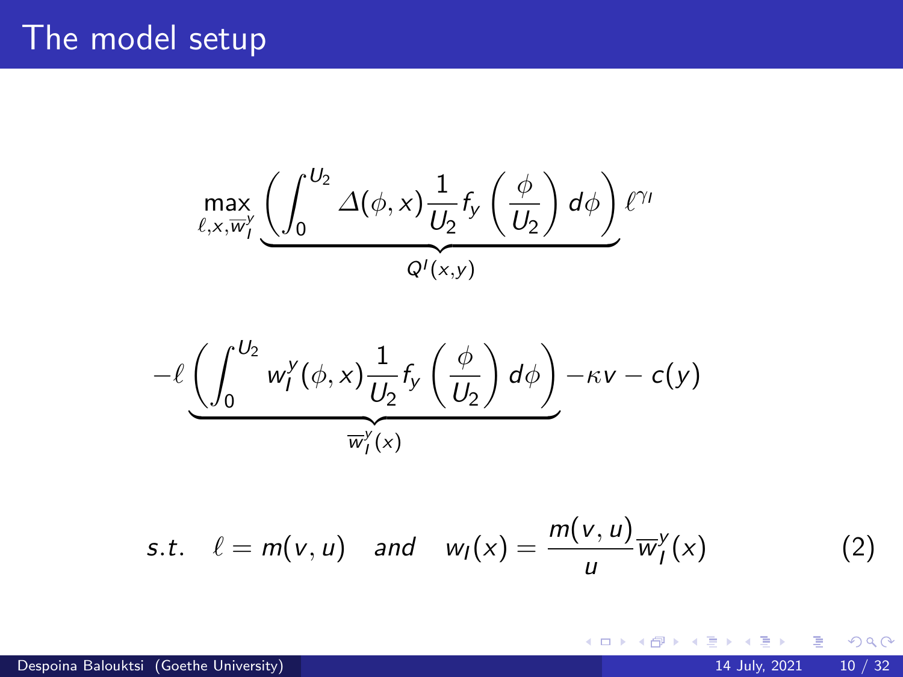# The model setup

$$
\max_{\ell, x, \overline{w}_l^y} \underbrace{\left( \int_0^{U_2} \Delta(\phi, x) \frac{1}{U_2} f_y \left( \frac{\phi}{U_2} \right) d\phi \right)}_{Q^l(x,y)} \ell^{\gamma_l}
$$

$$
-\ell \underbrace{\left( \int_0^{U_2} w_l^y(\phi, x) \frac{1}{U_2} f_y \left( \frac{\phi}{U_2} \right) d\phi \right)}_{\overline{w}_l^y(x)} - \kappa v - c(y)
$$

$$
s.t. \quad \ell = m(v, u) \quad \textit{and} \quad w_l(x) = \frac{m(v, u)}{u} \overline{w}_l^y(x) \tag{2}
$$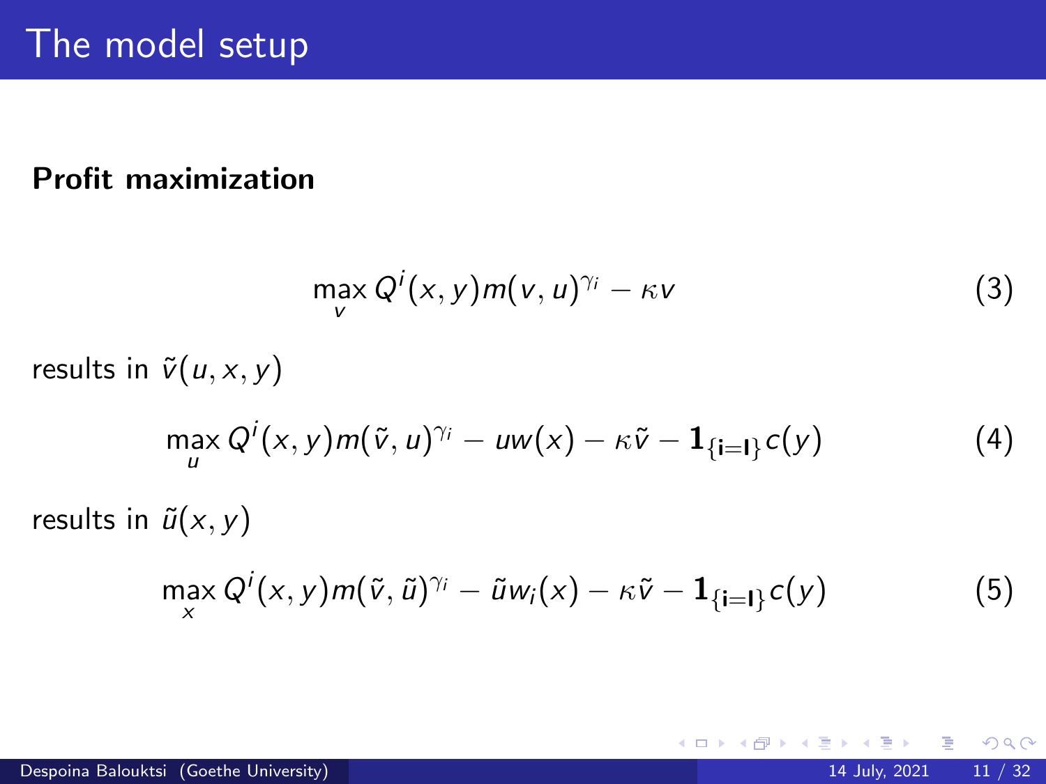# The model setup

**Profit maximization**

$$\max_{v} Q^{i}(x,y)m(v,u)^{\gamma_i} - \kappa v \tag{3}$$

results in $\tilde{v}(u,x,y)$

$$\max_{u} Q^{i}(x,y)m(\tilde{v},u)^{\gamma_i} - uw(x) - \kappa\tilde{v} - \mathbf{1}_{\{\mathsf{i=I}\}}c(y) \tag{4}$$

results in $\tilde{u}(x,y)$

$$\max_{x} Q^{i}(x,y)m(\tilde{v},\tilde{u})^{\gamma_i} - \tilde{u}w_i(x) - \kappa\tilde{v} - \mathbf{1}_{\{\mathsf{i=I}\}}c(y) \tag{5}$$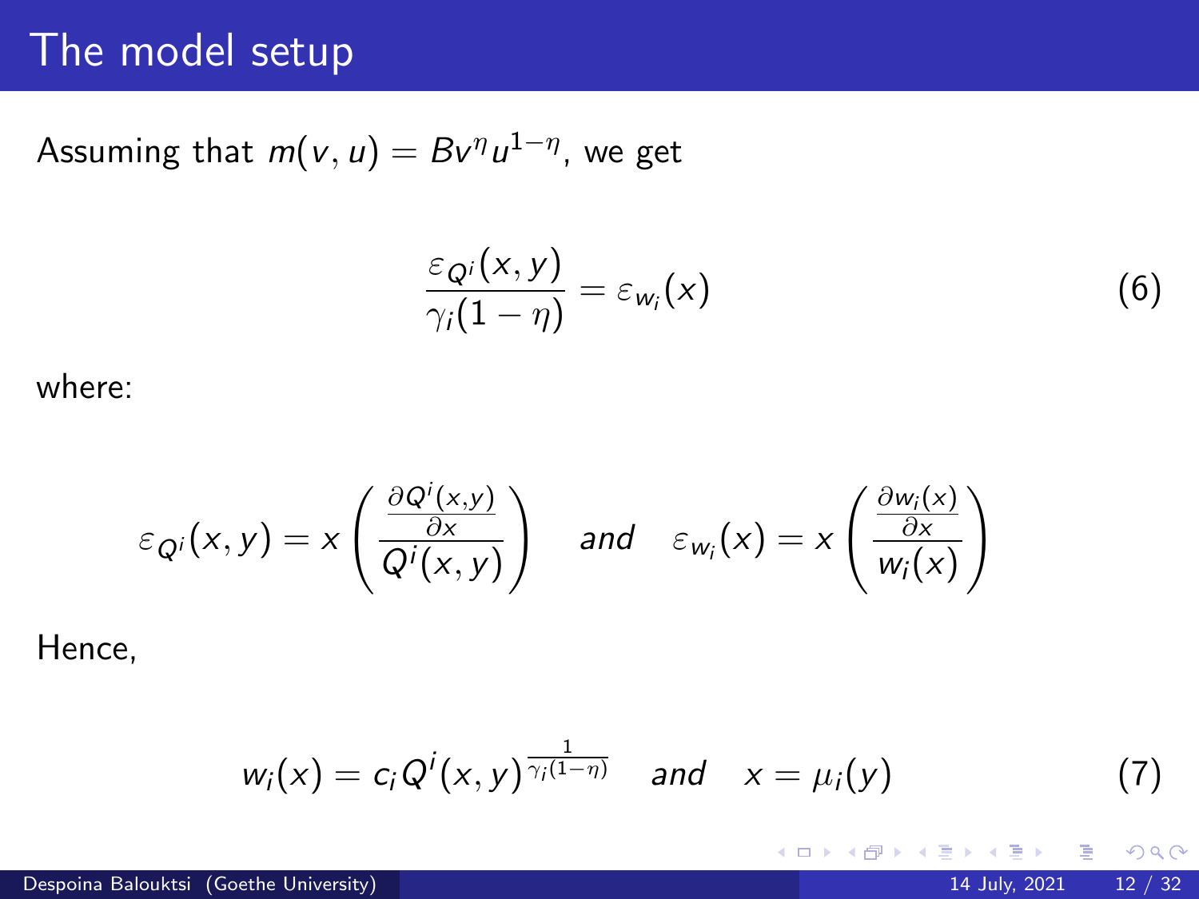# The model setup

Assuming that $m(v, u) = Bv^{\eta}u^{1-\eta}$, we get

$$\frac{\varepsilon_{Q^i}(x, y)}{\gamma_i(1-\eta)} = \varepsilon_{w_i}(x) \tag{6}$$

where:

$$\varepsilon_{Q^i}(x, y) = x\left(\frac{\frac{\partial Q^i(x,y)}{\partial x}}{Q^i(x, y)}\right) \quad \textit{and} \quad \varepsilon_{w_i}(x) = x\left(\frac{\frac{\partial w_i(x)}{\partial x}}{w_i(x)}\right)$$

Hence,

$$w_i(x) = c_i Q^i(x, y)^{\frac{1}{\gamma_i(1-\eta)}} \quad \textit{and} \quad x = \mu_i(y) \tag{7}$$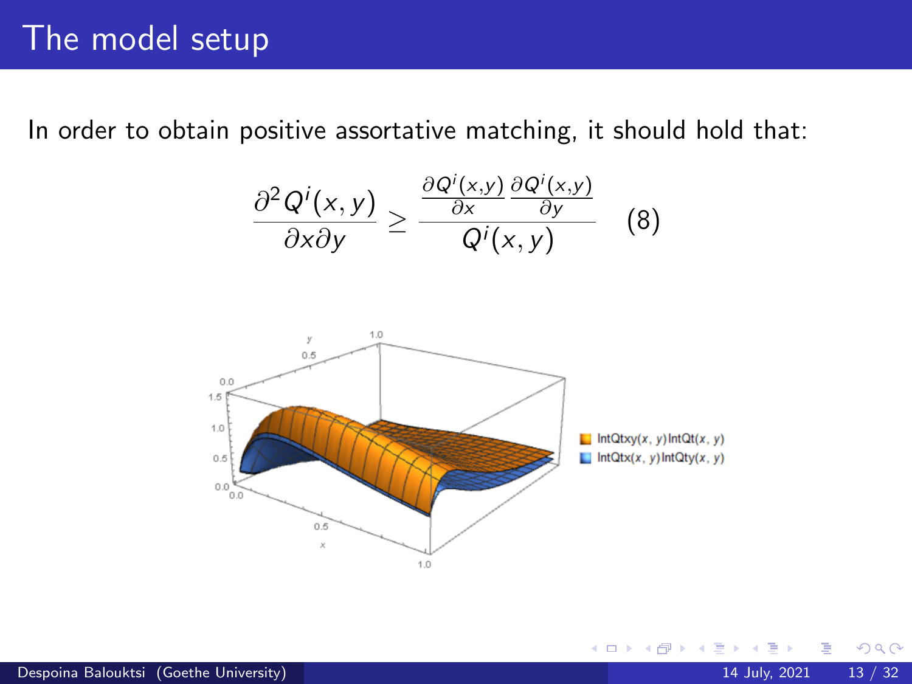# The model setup

In order to obtain positive assortative matching, it should hold that:

$$\frac{\partial^2 Q^i(x,y)}{\partial x \partial y} \geq \frac{\frac{\partial Q^i(x,y)}{\partial x}\frac{\partial Q^i(x,y)}{\partial y}}{Q^i(x,y)} \quad (8)$$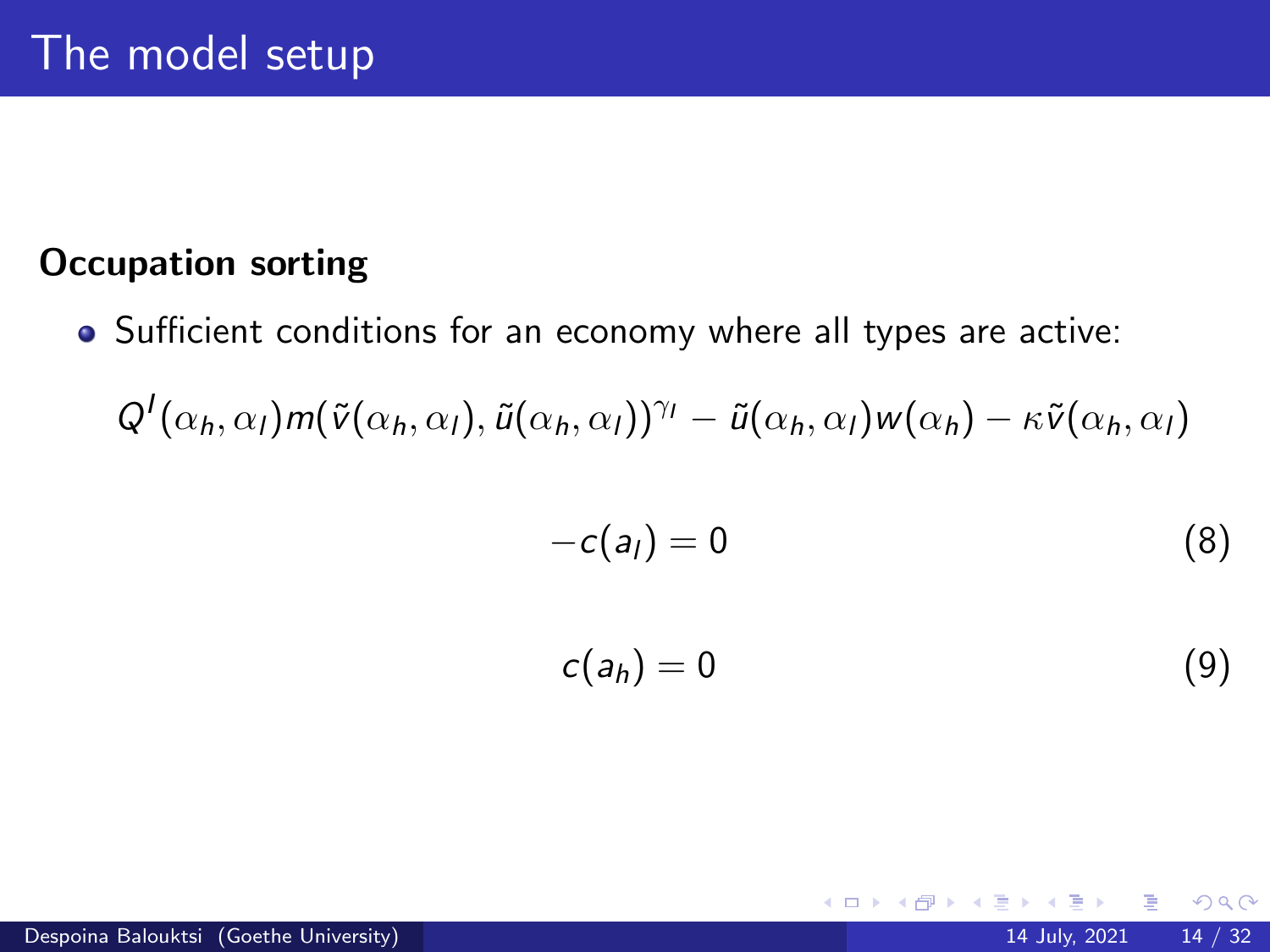# The model setup

**Occupation sorting**

- Sufficient conditions for an economy where all types are active:

$$Q^{l}(\alpha_h, \alpha_l) m(\tilde{v}(\alpha_h, \alpha_l), \tilde{u}(\alpha_h, \alpha_l))^{\gamma_l} - \tilde{u}(\alpha_h, \alpha_l) w(\alpha_h) - \kappa \tilde{v}(\alpha_h, \alpha_l)$$

$$-c(a_l) = 0 \tag{8}$$

$$c(a_h) = 0 \tag{9}$$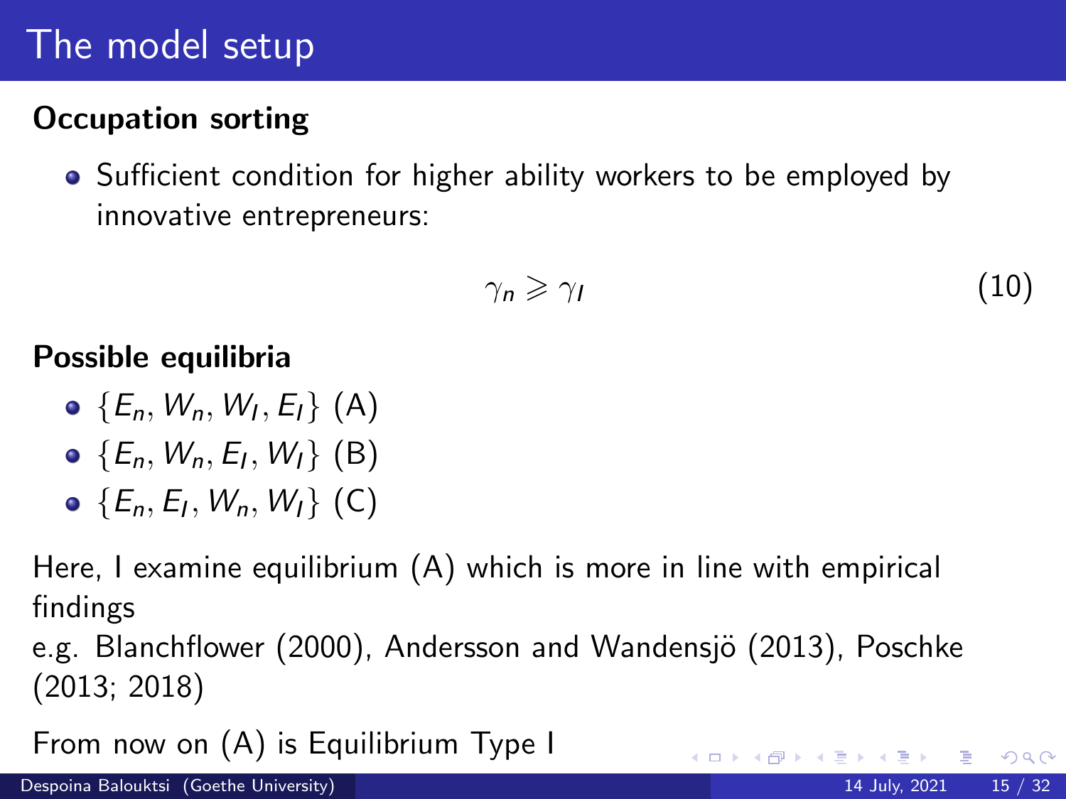# The model setup

**Occupation sorting**

- Sufficient condition for higher ability workers to be employed by innovative entrepreneurs:

$$\gamma_n \geqslant \gamma_I \tag{10}$$

**Possible equilibria**

- $\{E_n, W_n, W_I, E_I\}$ (A)
- $\{E_n, W_n, E_I, W_I\}$ (B)
- $\{E_n, E_I, W_n, W_I\}$ (C)

Here, I examine equilibrium (A) which is more in line with empirical findings
e.g. Blanchflower (2000), Andersson and Wandensjö (2013), Poschke (2013; 2018)

From now on (A) is Equilibrium Type I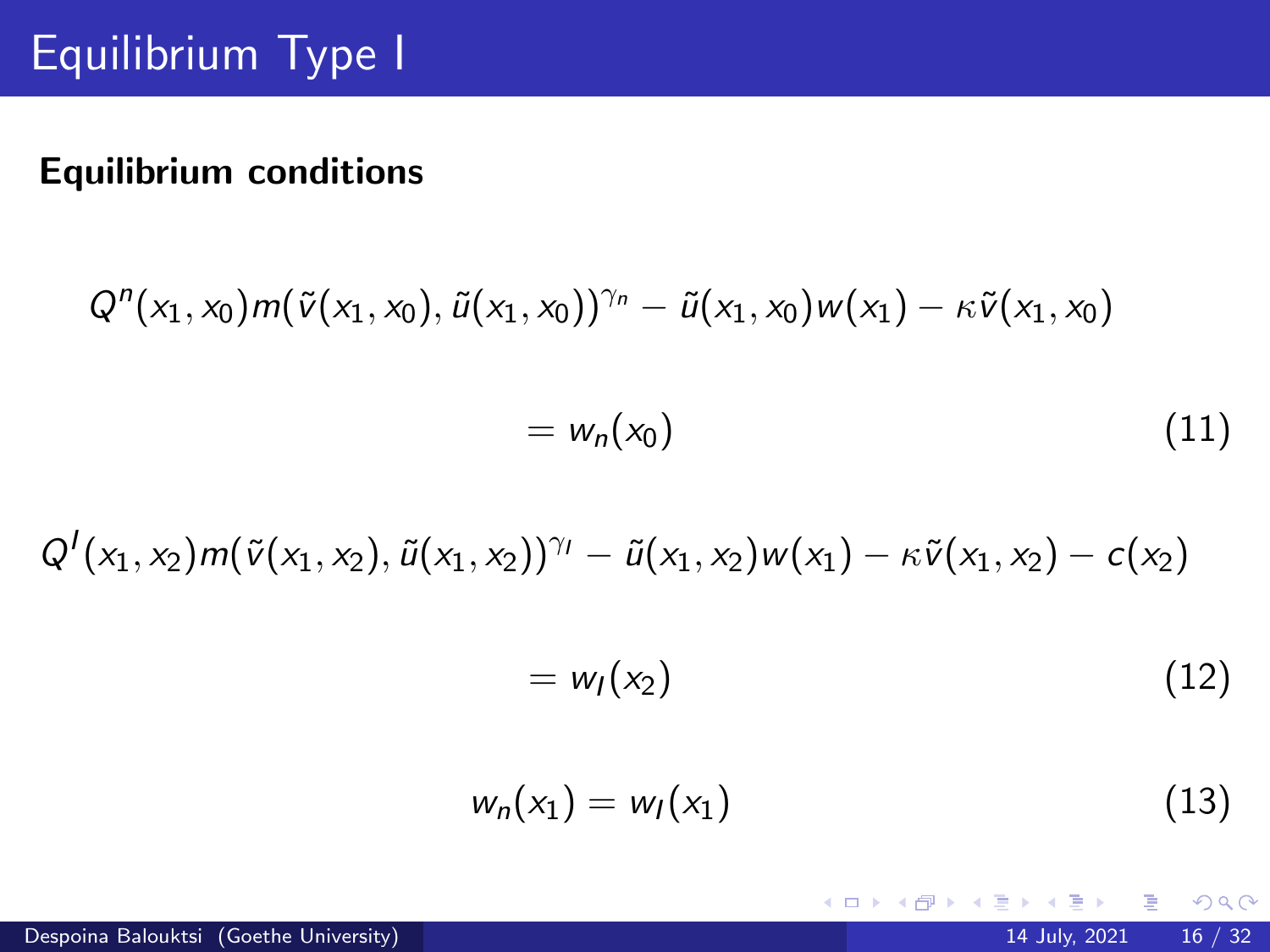# Equilibrium Type I

**Equilibrium conditions**

$$Q^n(x_1, x_0) m(\tilde{v}(x_1, x_0), \tilde{u}(x_1, x_0))^{\gamma_n} - \tilde{u}(x_1, x_0) w(x_1) - \kappa \tilde{v}(x_1, x_0)$$

$$= w_n(x_0) \tag{11}$$

$$Q^I(x_1, x_2) m(\tilde{v}(x_1, x_2), \tilde{u}(x_1, x_2))^{\gamma_I} - \tilde{u}(x_1, x_2) w(x_1) - \kappa \tilde{v}(x_1, x_2) - c(x_2)$$

$$= w_I(x_2) \tag{12}$$

$$w_n(x_1) = w_I(x_1) \tag{13}$$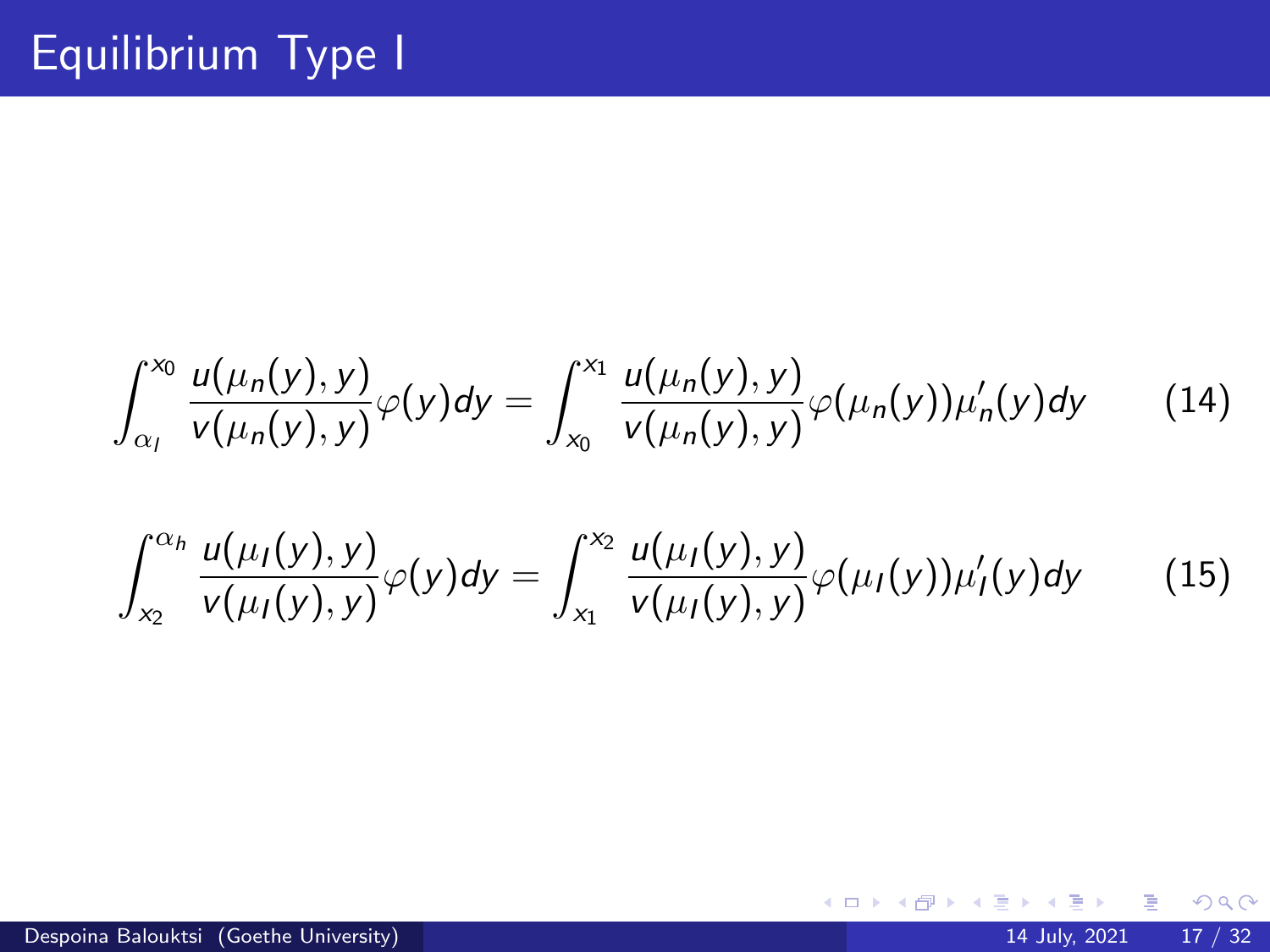# Equilibrium Type I

$$\int_{\alpha_l}^{x_0} \frac{u(\mu_n(y), y)}{v(\mu_n(y), y)} \varphi(y) dy = \int_{x_0}^{x_1} \frac{u(\mu_n(y), y)}{v(\mu_n(y), y)} \varphi(\mu_n(y)) \mu_n'(y) dy \tag{14}$$

$$\int_{x_2}^{\alpha_h} \frac{u(\mu_l(y), y)}{v(\mu_l(y), y)} \varphi(y) dy = \int_{x_1}^{x_2} \frac{u(\mu_l(y), y)}{v(\mu_l(y), y)} \varphi(\mu_l(y)) \mu_l'(y) dy \tag{15}$$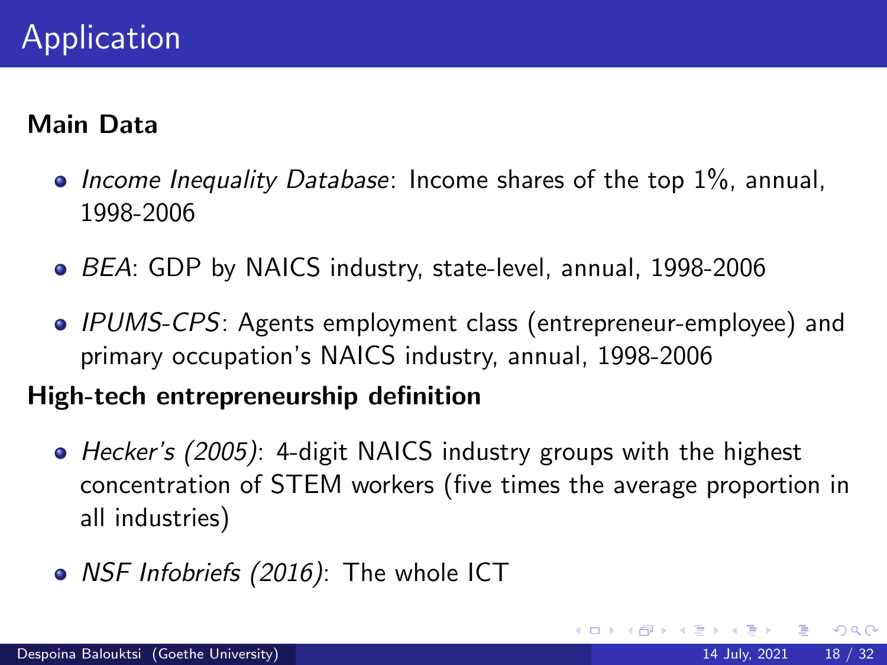# Application

**Main Data**

- *Income Inequality Database*: Income shares of the top 1%, annual, 1998-2006
- *BEA*: GDP by NAICS industry, state-level, annual, 1998-2006
- *IPUMS-CPS*: Agents employment class (entrepreneur-employee) and primary occupation's NAICS industry, annual, 1998-2006

**High-tech entrepreneurship definition**

- *Hecker's (2005)*: 4-digit NAICS industry groups with the highest concentration of STEM workers (five times the average proportion in all industries)
- *NSF Infobriefs (2016)*: The whole ICT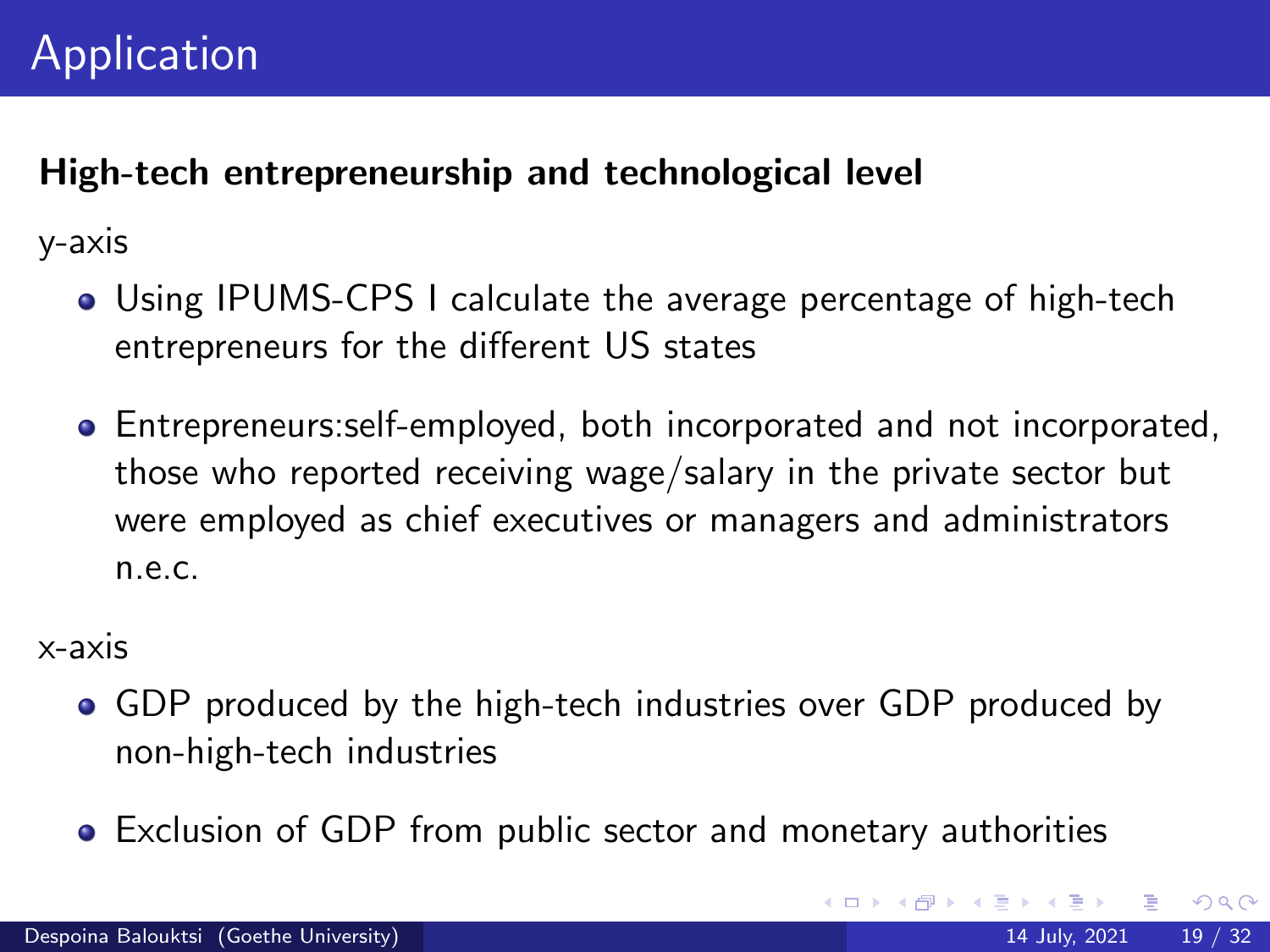# Application

**High-tech entrepreneurship and technological level**

y-axis

- Using IPUMS-CPS I calculate the average percentage of high-tech entrepreneurs for the different US states
- Entrepreneurs:self-employed, both incorporated and not incorporated, those who reported receiving wage/salary in the private sector but were employed as chief executives or managers and administrators n.e.c.

x-axis

- GDP produced by the high-tech industries over GDP produced by non-high-tech industries
- Exclusion of GDP from public sector and monetary authorities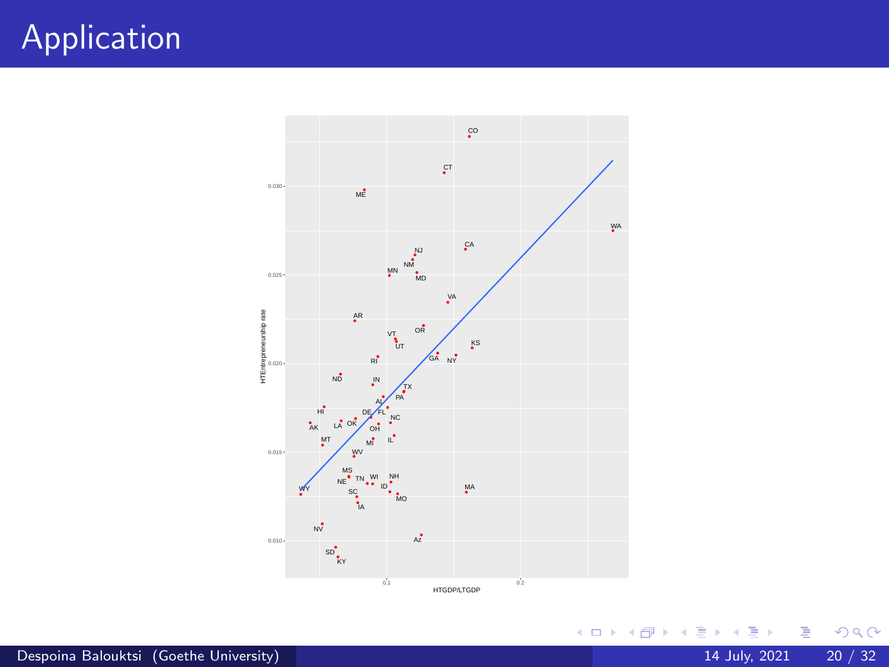# Application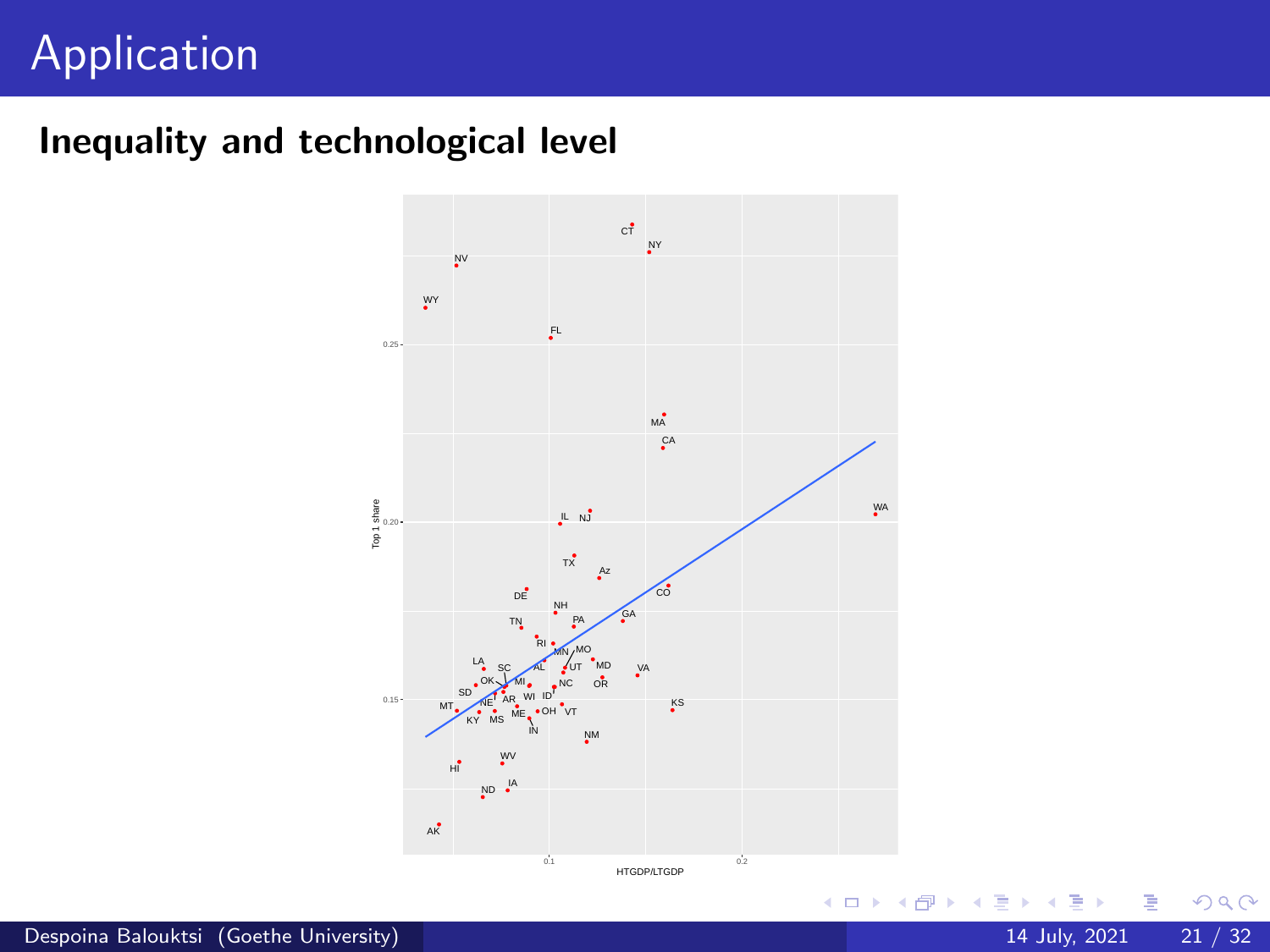# Application

## Inequality and technological level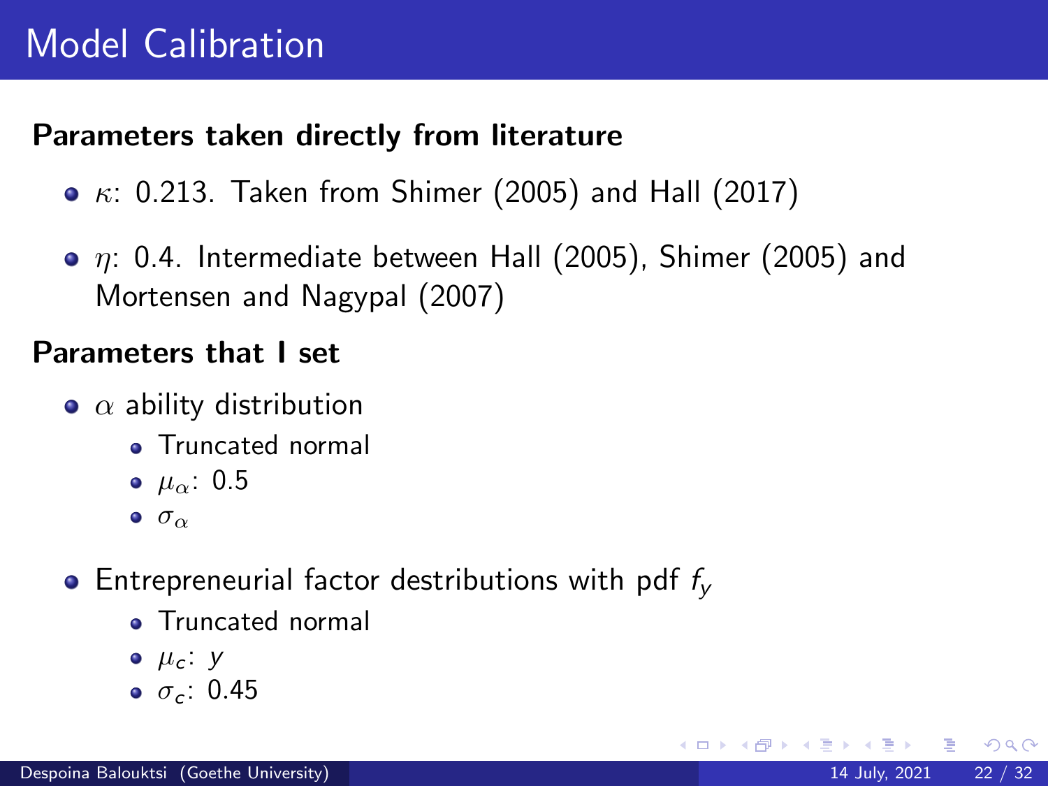# Model Calibration

**Parameters taken directly from literature**

- $\kappa$: 0.213. Taken from Shimer (2005) and Hall (2017)
- $\eta$: 0.4. Intermediate between Hall (2005), Shimer (2005) and Mortensen and Nagypal (2007)

**Parameters that I set**

- $\alpha$ ability distribution
  - Truncated normal
  - $\mu_\alpha$: 0.5
  - $\sigma_\alpha$
- Entrepreneurial factor destributions with pdf $f_y$
  - Truncated normal
  - $\mu_c$: $y$
  - $\sigma_c$: 0.45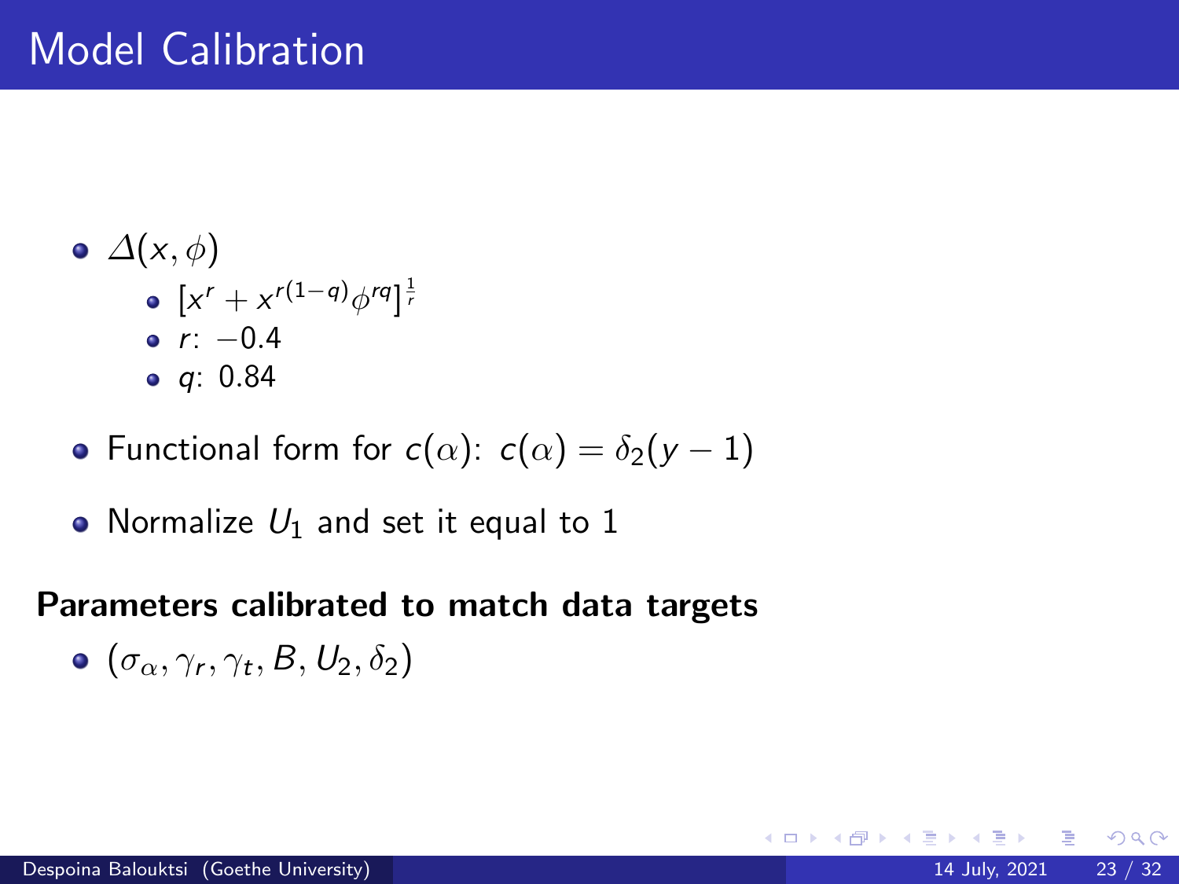# Model Calibration

- $\Delta(x, \phi)$
  - $[x^r + x^{r(1-q)}\phi^{rq}]^{\frac{1}{r}}$
  - $r$: $-0.4$
  - $q$: $0.84$
- Functional form for $c(\alpha)$: $c(\alpha) = \delta_2(y - 1)$
- Normalize $U_1$ and set it equal to 1

**Parameters calibrated to match data targets**

- $(\sigma_\alpha, \gamma_r, \gamma_t, B, U_2, \delta_2)$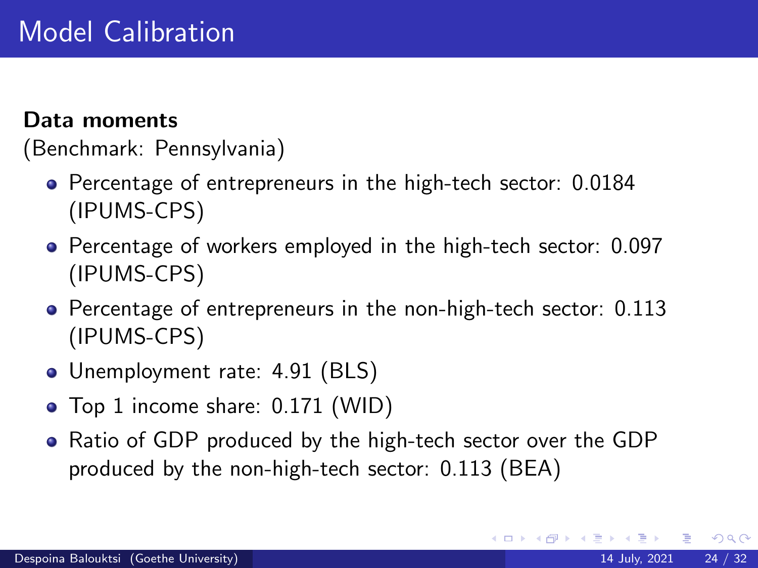# Model Calibration

**Data moments**
(Benchmark: Pennsylvania)

- Percentage of entrepreneurs in the high-tech sector: 0.0184 (IPUMS-CPS)
- Percentage of workers employed in the high-tech sector: 0.097 (IPUMS-CPS)
- Percentage of entrepreneurs in the non-high-tech sector: 0.113 (IPUMS-CPS)
- Unemployment rate: 4.91 (BLS)
- Top 1 income share: 0.171 (WID)
- Ratio of GDP produced by the high-tech sector over the GDP produced by the non-high-tech sector: 0.113 (BEA)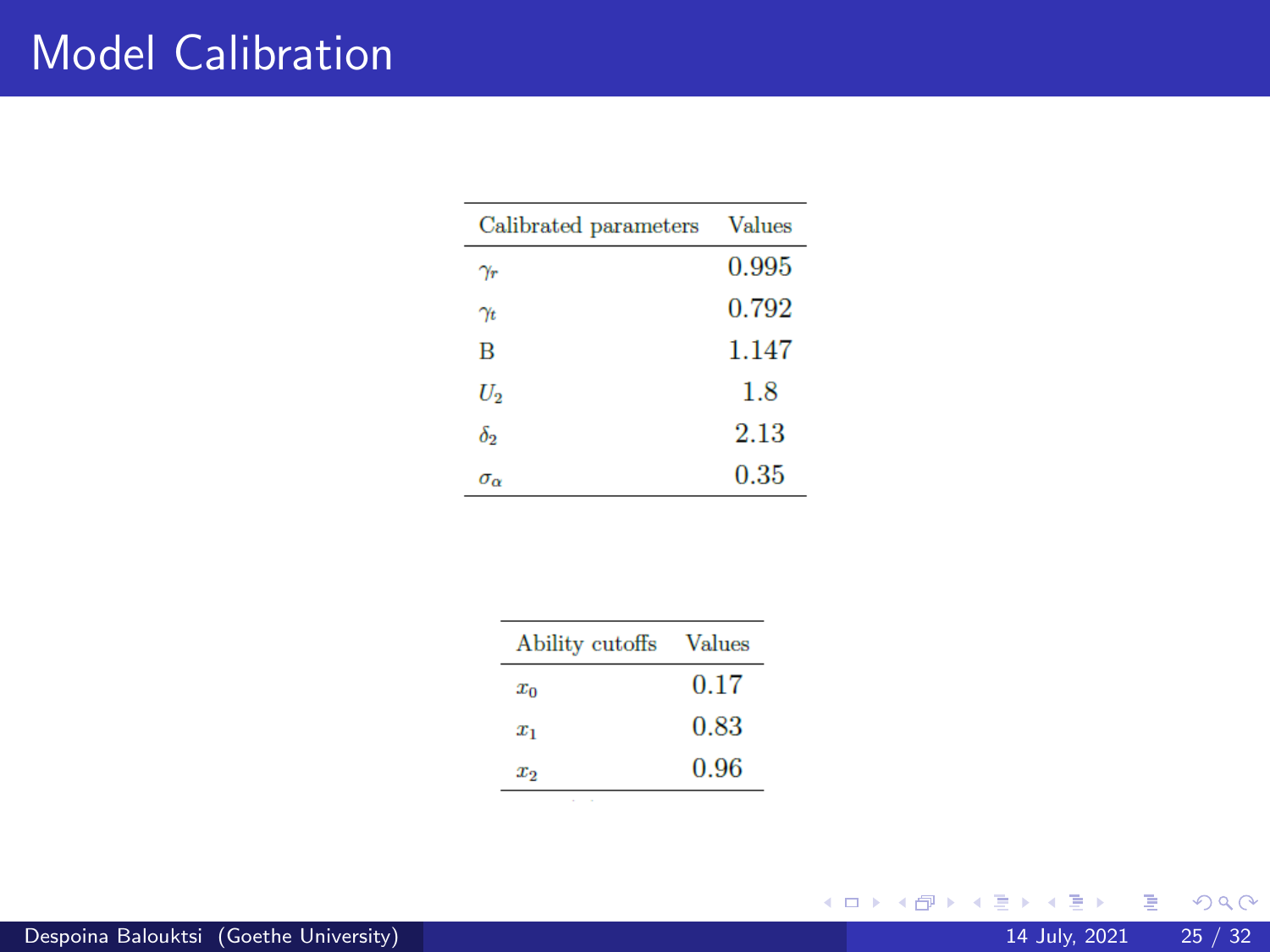# Model Calibration

| Calibrated parameters | Values |
|---|---|
| $\gamma_r$ | 0.995 |
| $\gamma_t$ | 0.792 |
| B | 1.147 |
| $U_2$ | 1.8 |
| $\delta_2$ | 2.13 |
| $\sigma_\alpha$ | 0.35 |

| Ability cutoffs | Values |
|---|---|
| $x_0$ | 0.17 |
| $x_1$ | 0.83 |
| $x_2$ | 0.96 |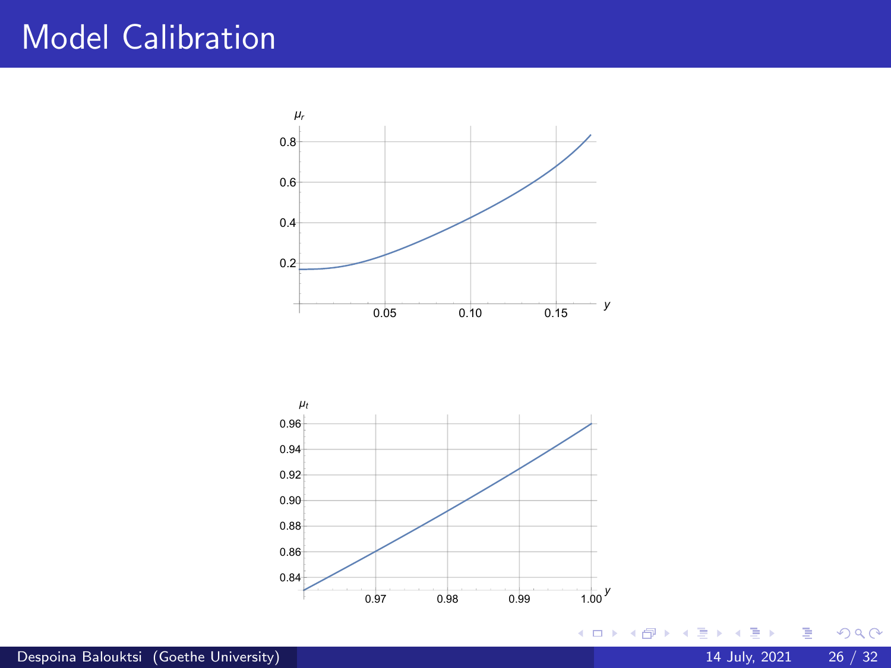# Model Calibration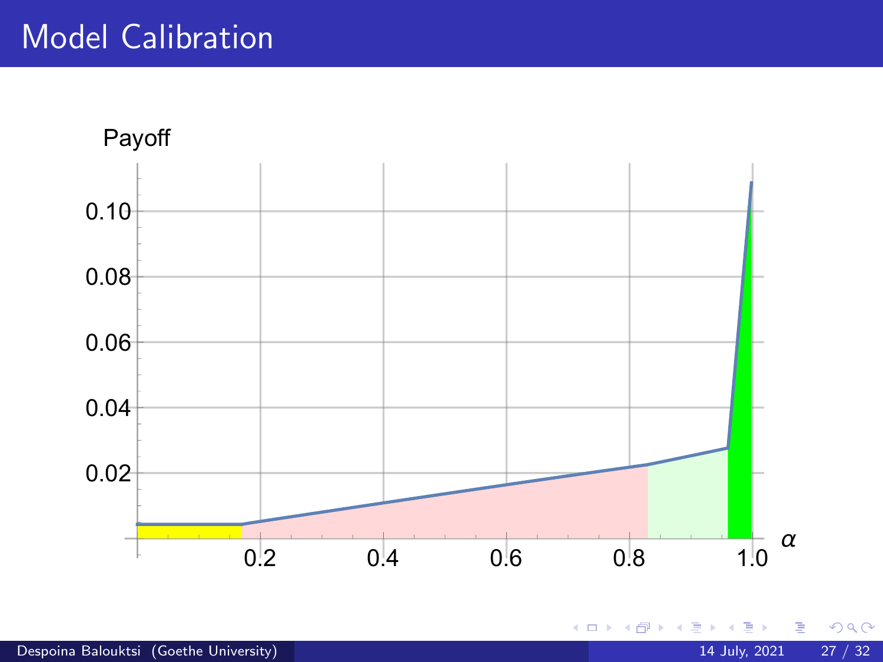# Model Calibration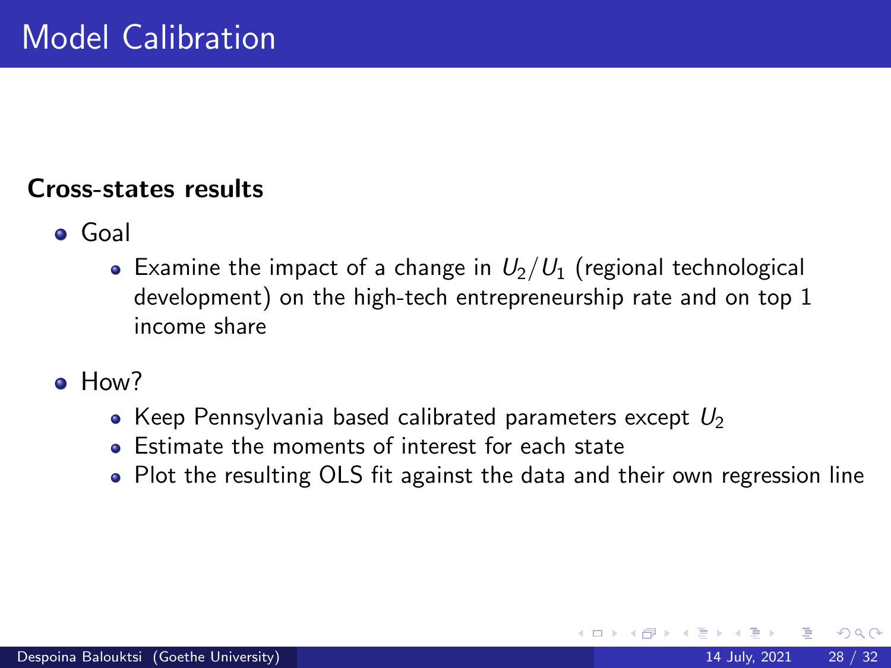# Model Calibration

**Cross-states results**

- Goal
  - Examine the impact of a change in $U_2/U_1$ (regional technological development) on the high-tech entrepreneurship rate and on top 1 income share
- How?
  - Keep Pennsylvania based calibrated parameters except $U_2$
  - Estimate the moments of interest for each state
  - Plot the resulting OLS fit against the data and their own regression line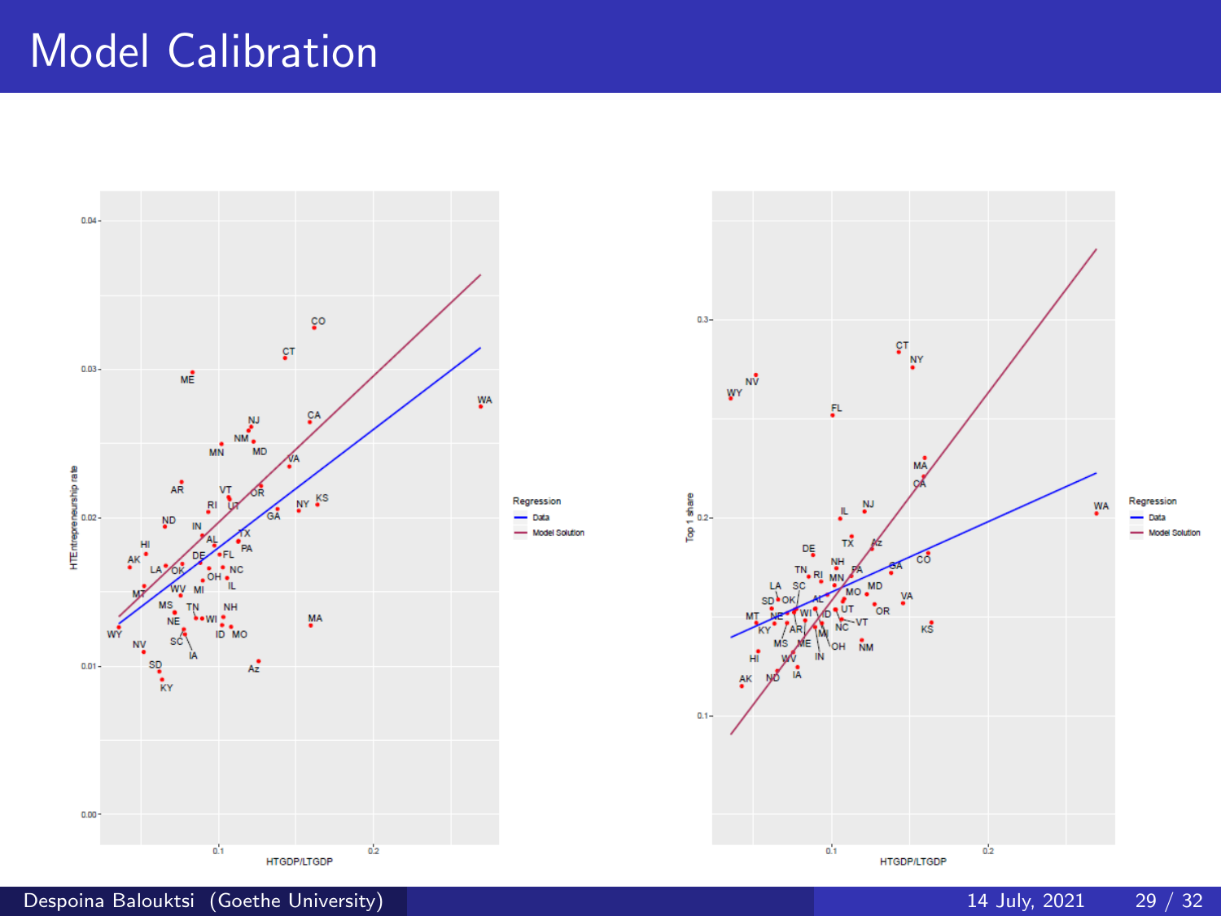# Model Calibration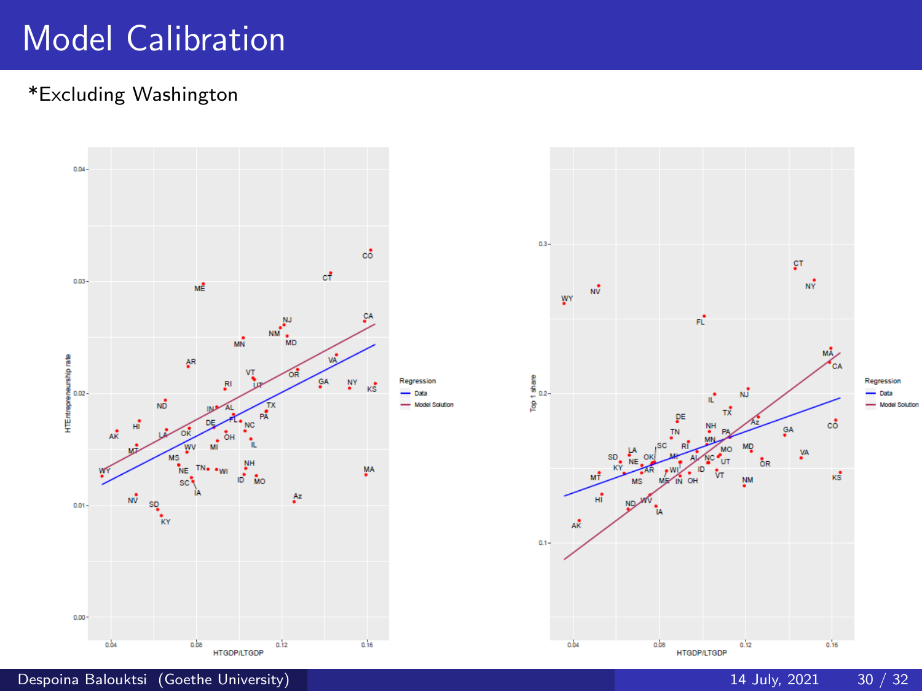# Model Calibration

*Excluding Washington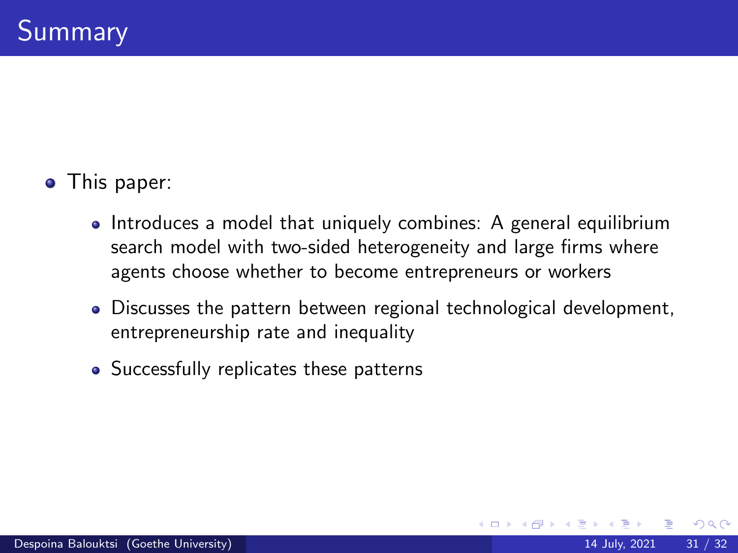# Summary

- This paper:
  - Introduces a model that uniquely combines: A general equilibrium search model with two-sided heterogeneity and large firms where agents choose whether to become entrepreneurs or workers
  - Discusses the pattern between regional technological development, entrepreneurship rate and inequality
  - Successfully replicates these patterns